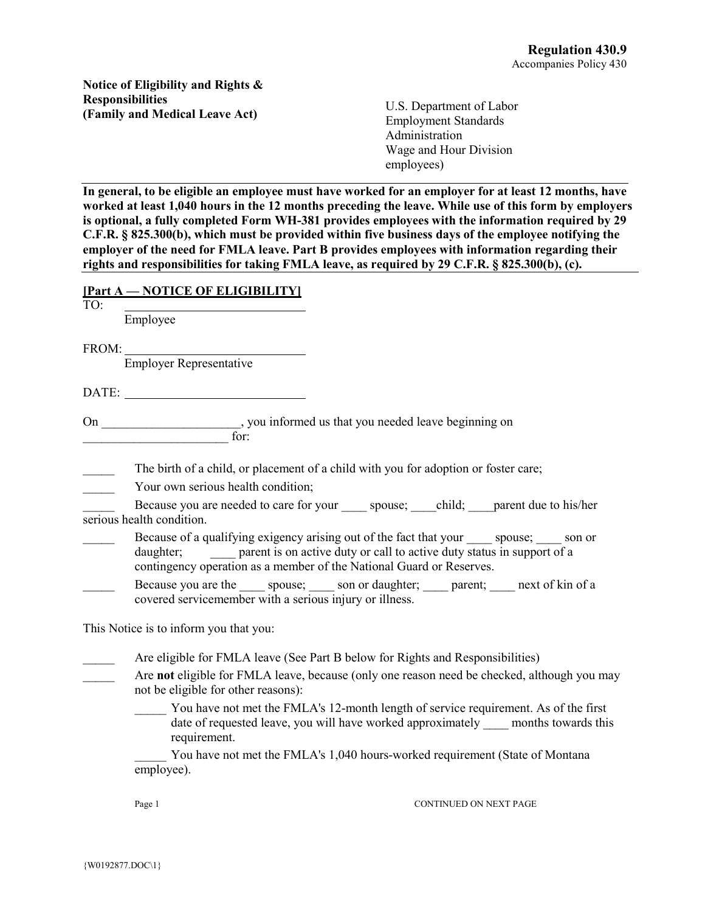**Regulation 430.9**
Accompanies Policy 430

**Notice of Eligibility and Rights & Responsibilities (Family and Medical Leave Act)**

U.S. Department of Labor
Employment Standards Administration
Wage and Hour Division
employees)

**In general, to be eligible an employee must have worked for an employer for at least 12 months, have worked at least 1,040 hours in the 12 months preceding the leave. While use of this form by employers is optional, a fully completed Form WH-381 provides employees with the information required by 29 C.F.R. § 825.300(b), which must be provided within five business days of the employee notifying the employer of the need for FMLA leave. Part B provides employees with information regarding their rights and responsibilities for taking FMLA leave, as required by 29 C.F.R. § 825.300(b), (c).**

**[Part A — NOTICE OF ELIGIBILITY]**

TO: ______________________________
Employee

FROM: ______________________________
Employer Representative

DATE: ______________________________

On ______________________, you informed us that you needed leave beginning on ________________________ for:

_____ The birth of a child, or placement of a child with you for adoption or foster care;

_____ Your own serious health condition;

_____ Because you are needed to care for your ____ spouse; ____child; ____parent due to his/her serious health condition.

_____ Because of a qualifying exigency arising out of the fact that your ____ spouse; ____ son or daughter; ____ parent is on active duty or call to active duty status in support of a contingency operation as a member of the National Guard or Reserves.

_____ Because you are the ____ spouse; ____ son or daughter; ____ parent; ____ next of kin of a covered servicemember with a serious injury or illness.

This Notice is to inform you that you:

_____ Are eligible for FMLA leave (See Part B below for Rights and Responsibilities)

_____ Are **not** eligible for FMLA leave, because (only one reason need be checked, although you may not be eligible for other reasons):

_____ You have not met the FMLA's 12-month length of service requirement. As of the first date of requested leave, you will have worked approximately ____ months towards this requirement.

_____ You have not met the FMLA's 1,040 hours-worked requirement (State of Montana employee).

CONTINUED ON NEXT PAGE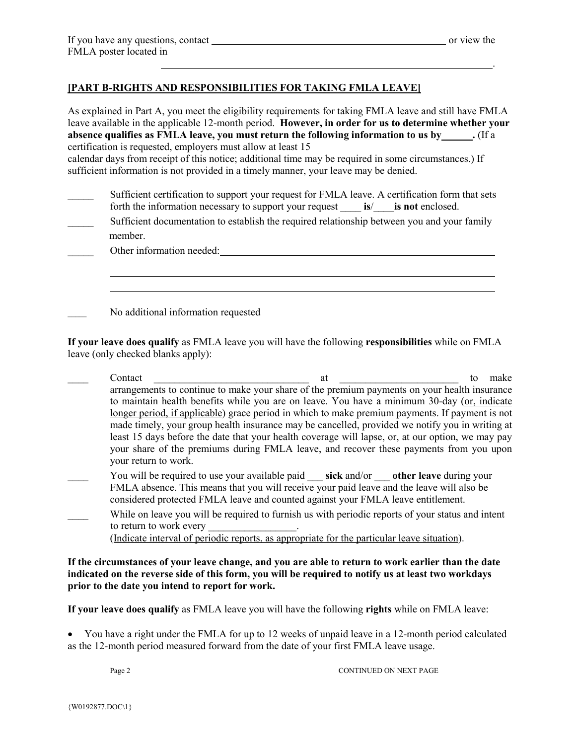If you have any questions, contact ______________________________________________ or view the FMLA poster located in

_________________________________________________________________.

**[PART B-RIGHTS AND RESPONSIBILITIES FOR TAKING FMLA LEAVE]**

As explained in Part A, you meet the eligibility requirements for taking FMLA leave and still have FMLA leave available in the applicable 12-month period. **However, in order for us to determine whether your absence qualifies as FMLA leave, you must return the following information to us by______.** (If a certification is requested, employers must allow at least 15 calendar days from receipt of this notice; additional time may be required in some circumstances.) If sufficient information is not provided in a timely manner, your leave may be denied.

_____ Sufficient certification to support your request for FMLA leave. A certification form that sets forth the information necessary to support your request ____ **is**/____**is not** enclosed.

_____ Sufficient documentation to establish the required relationship between you and your family member.

_____ Other information needed:_______________________________________________________

_________________________________________________________________________

_________________________________________________________________________

____ No additional information requested

**If your leave does qualify** as FMLA leave you will have the following **responsibilities** while on FMLA leave (only checked blanks apply):

____ Contact ______________________________ at _______________________ to make arrangements to continue to make your share of the premium payments on your health insurance to maintain health benefits while you are on leave. You have a minimum 30-day (<u>or, indicate longer period, if applicable</u>) grace period in which to make premium payments. If payment is not made timely, your group health insurance may be cancelled, provided we notify you in writing at least 15 days before the date that your health coverage will lapse, or, at our option, we may pay your share of the premiums during FMLA leave, and recover these payments from you upon your return to work.

____ You will be required to use your available paid ___ **sick** and/or ___ **other leave** during your FMLA absence. This means that you will receive your paid leave and the leave will also be considered protected FMLA leave and counted against your FMLA leave entitlement.

____ While on leave you will be required to furnish us with periodic reports of your status and intent to return to work every _________________.
(<u>Indicate interval of periodic reports, as appropriate for the particular leave situation</u>).

**If the circumstances of your leave change, and you are able to return to work earlier than the date indicated on the reverse side of this form, you will be required to notify us at least two workdays prior to the date you intend to report for work.**

**If your leave does qualify** as FMLA leave you will have the following **rights** while on FMLA leave:

- You have a right under the FMLA for up to 12 weeks of unpaid leave in a 12-month period calculated as the 12-month period measured forward from the date of your first FMLA leave usage.

CONTINUED ON NEXT PAGE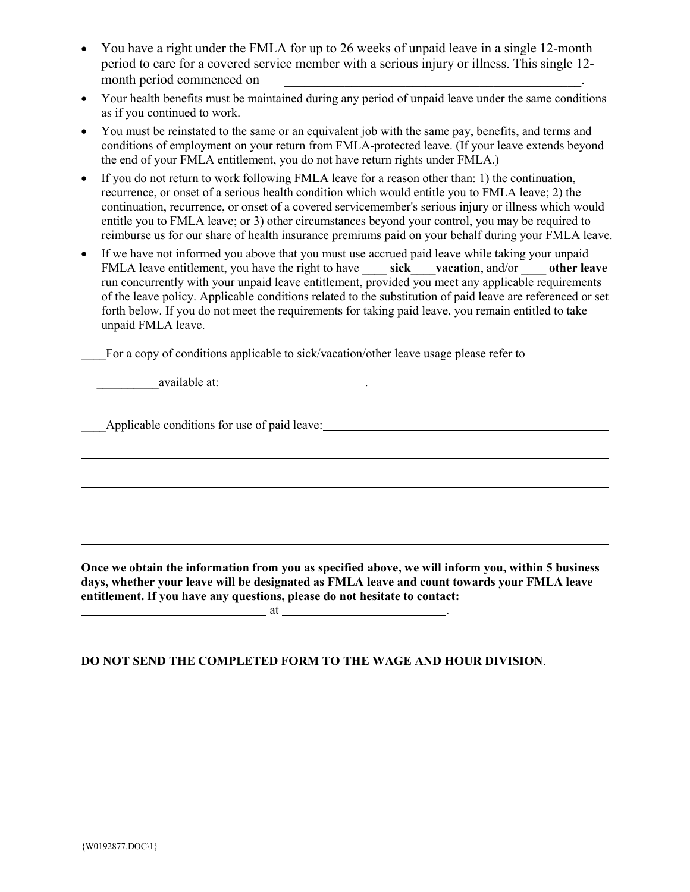- You have a right under the FMLA for up to 26 weeks of unpaid leave in a single 12-month period to care for a covered service member with a serious injury or illness. This single 12-month period commenced on\_\_\_\_\_\_\_\_\_\_\_\_\_\_\_\_\_\_\_\_\_\_\_\_\_\_\_\_\_\_\_\_\_\_\_\_\_\_\_\_\_\_\_\_\_\_\_\_\_\_.
- Your health benefits must be maintained during any period of unpaid leave under the same conditions as if you continued to work.
- You must be reinstated to the same or an equivalent job with the same pay, benefits, and terms and conditions of employment on your return from FMLA-protected leave. (If your leave extends beyond the end of your FMLA entitlement, you do not have return rights under FMLA.)
- If you do not return to work following FMLA leave for a reason other than: 1) the continuation, recurrence, or onset of a serious health condition which would entitle you to FMLA leave; 2) the continuation, recurrence, or onset of a covered servicemember's serious injury or illness which would entitle you to FMLA leave; or 3) other circumstances beyond your control, you may be required to reimburse us for our share of health insurance premiums paid on your behalf during your FMLA leave.
- If we have not informed you above that you must use accrued paid leave while taking your unpaid FMLA leave entitlement, you have the right to have \_\_\_\_ **sick**\_\_\_\_**vacation**, and/or \_\_\_\_ **other leave** run concurrently with your unpaid leave entitlement, provided you meet any applicable requirements of the leave policy. Applicable conditions related to the substitution of paid leave are referenced or set forth below. If you do not meet the requirements for taking paid leave, you remain entitled to take unpaid FMLA leave.

\_\_\_\_For a copy of conditions applicable to sick/vacation/other leave usage please refer to

\_\_\_\_\_\_\_\_\_\_available at:\_\_\_\_\_\_\_\_\_\_\_\_\_\_\_\_\_\_\_\_\_\_\_\_.

\_\_\_\_Applicable conditions for use of paid leave:\_\_\_\_\_\_\_\_\_\_\_\_\_\_\_\_\_\_\_\_\_\_\_\_\_\_\_\_\_\_\_\_\_\_\_\_\_\_\_\_\_\_\_\_\_\_\_\_

\_\_\_\_\_\_\_\_\_\_\_\_\_\_\_\_\_\_\_\_\_\_\_\_\_\_\_\_\_\_\_\_\_\_\_\_\_\_\_\_\_\_\_\_\_\_\_\_\_\_\_\_\_\_\_\_\_\_\_\_\_\_\_\_\_\_\_\_\_\_\_\_\_\_\_\_\_\_\_\_\_\_\_\_\_\_\_\_

\_\_\_\_\_\_\_\_\_\_\_\_\_\_\_\_\_\_\_\_\_\_\_\_\_\_\_\_\_\_\_\_\_\_\_\_\_\_\_\_\_\_\_\_\_\_\_\_\_\_\_\_\_\_\_\_\_\_\_\_\_\_\_\_\_\_\_\_\_\_\_\_\_\_\_\_\_\_\_\_\_\_\_\_\_\_\_\_

\_\_\_\_\_\_\_\_\_\_\_\_\_\_\_\_\_\_\_\_\_\_\_\_\_\_\_\_\_\_\_\_\_\_\_\_\_\_\_\_\_\_\_\_\_\_\_\_\_\_\_\_\_\_\_\_\_\_\_\_\_\_\_\_\_\_\_\_\_\_\_\_\_\_\_\_\_\_\_\_\_\_\_\_\_\_\_\_

\_\_\_\_\_\_\_\_\_\_\_\_\_\_\_\_\_\_\_\_\_\_\_\_\_\_\_\_\_\_\_\_\_\_\_\_\_\_\_\_\_\_\_\_\_\_\_\_\_\_\_\_\_\_\_\_\_\_\_\_\_\_\_\_\_\_\_\_\_\_\_\_\_\_\_\_\_\_\_\_\_\_\_\_\_\_\_\_

**Once we obtain the information from you as specified above, we will inform you, within 5 business days, whether your leave will be designated as FMLA leave and count towards your FMLA leave entitlement. If you have any questions, please do not hesitate to contact:**

\_\_\_\_\_\_\_\_\_\_\_\_\_\_\_\_\_\_\_\_\_\_\_\_\_\_\_\_\_\_ at \_\_\_\_\_\_\_\_\_\_\_\_\_\_\_\_\_\_\_\_\_\_\_\_\_\_\_.

**DO NOT SEND THE COMPLETED FORM TO THE WAGE AND HOUR DIVISION**.

{W0192877.DOC\1}